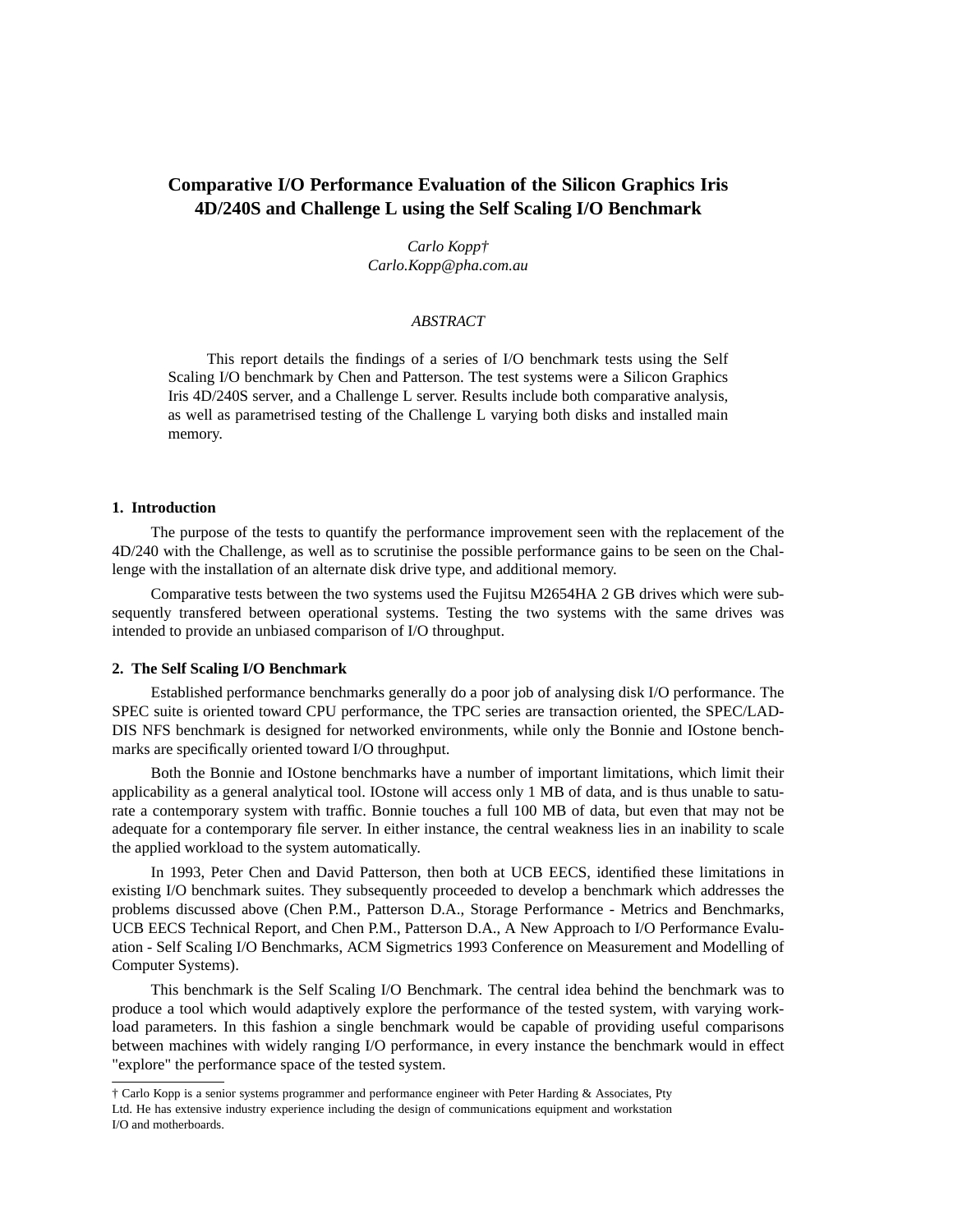# Comparative I/O Performance Evaluation of the Silicon Graphics Iris 4D/240S and Challenge L using the Self Scaling I/O Benchmark

*Carlo Kopp†*
*Carlo.Kopp@pha.com.au*

*ABSTRACT*

This report details the findings of a series of I/O benchmark tests using the Self Scaling I/O benchmark by Chen and Patterson. The test systems were a Silicon Graphics Iris 4D/240S server, and a Challenge L server. Results include both comparative analysis, as well as parametrised testing of the Challenge L varying both disks and installed main memory.

## 1. Introduction

The purpose of the tests to quantify the performance improvement seen with the replacement of the 4D/240 with the Challenge, as well as to scrutinise the possible performance gains to be seen on the Challenge with the installation of an alternate disk drive type, and additional memory.

Comparative tests between the two systems used the Fujitsu M2654HA 2 GB drives which were subsequently transfered between operational systems. Testing the two systems with the same drives was intended to provide an unbiased comparison of I/O throughput.

## 2. The Self Scaling I/O Benchmark

Established performance benchmarks generally do a poor job of analysing disk I/O performance. The SPEC suite is oriented toward CPU performance, the TPC series are transaction oriented, the SPEC/LADDIS NFS benchmark is designed for networked environments, while only the Bonnie and IOstone benchmarks are specifically oriented toward I/O throughput.

Both the Bonnie and IOstone benchmarks have a number of important limitations, which limit their applicability as a general analytical tool. IOstone will access only 1 MB of data, and is thus unable to saturate a contemporary system with traffic. Bonnie touches a full 100 MB of data, but even that may not be adequate for a contemporary file server. In either instance, the central weakness lies in an inability to scale the applied workload to the system automatically.

In 1993, Peter Chen and David Patterson, then both at UCB EECS, identified these limitations in existing I/O benchmark suites. They subsequently proceeded to develop a benchmark which addresses the problems discussed above (Chen P.M., Patterson D.A., Storage Performance - Metrics and Benchmarks, UCB EECS Technical Report, and Chen P.M., Patterson D.A., A New Approach to I/O Performance Evaluation - Self Scaling I/O Benchmarks, ACM Sigmetrics 1993 Conference on Measurement and Modelling of Computer Systems).

This benchmark is the Self Scaling I/O Benchmark. The central idea behind the benchmark was to produce a tool which would adaptively explore the performance of the tested system, with varying workload parameters. In this fashion a single benchmark would be capable of providing useful comparisons between machines with widely ranging I/O performance, in every instance the benchmark would in effect "explore" the performance space of the tested system.

† Carlo Kopp is a senior systems programmer and performance engineer with Peter Harding & Associates, Pty Ltd. He has extensive industry experience including the design of communications equipment and workstation I/O and motherboards.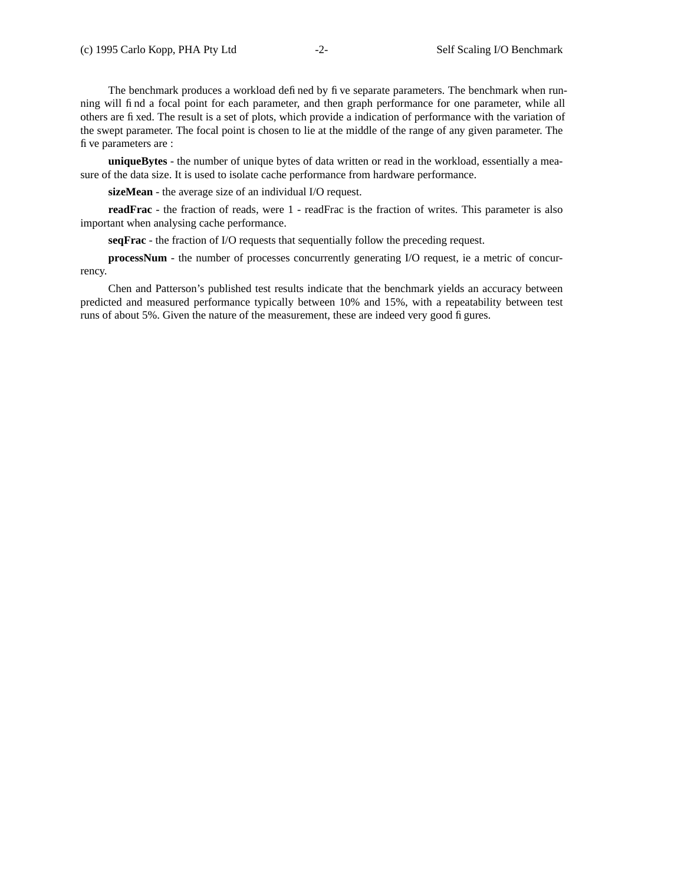The benchmark produces a workload defined by five separate parameters. The benchmark when running will find a focal point for each parameter, and then graph performance for one parameter, while all others are fixed. The result is a set of plots, which provide a indication of performance with the variation of the swept parameter. The focal point is chosen to lie at the middle of the range of any given parameter. The five parameters are :

**uniqueBytes** - the number of unique bytes of data written or read in the workload, essentially a measure of the data size. It is used to isolate cache performance from hardware performance.

**sizeMean** - the average size of an individual I/O request.

**readFrac** - the fraction of reads, were 1 - readFrac is the fraction of writes. This parameter is also important when analysing cache performance.

**seqFrac** - the fraction of I/O requests that sequentially follow the preceding request.

**processNum** - the number of processes concurrently generating I/O request, ie a metric of concurrency.

Chen and Patterson's published test results indicate that the benchmark yields an accuracy between predicted and measured performance typically between 10% and 15%, with a repeatability between test runs of about 5%. Given the nature of the measurement, these are indeed very good figures.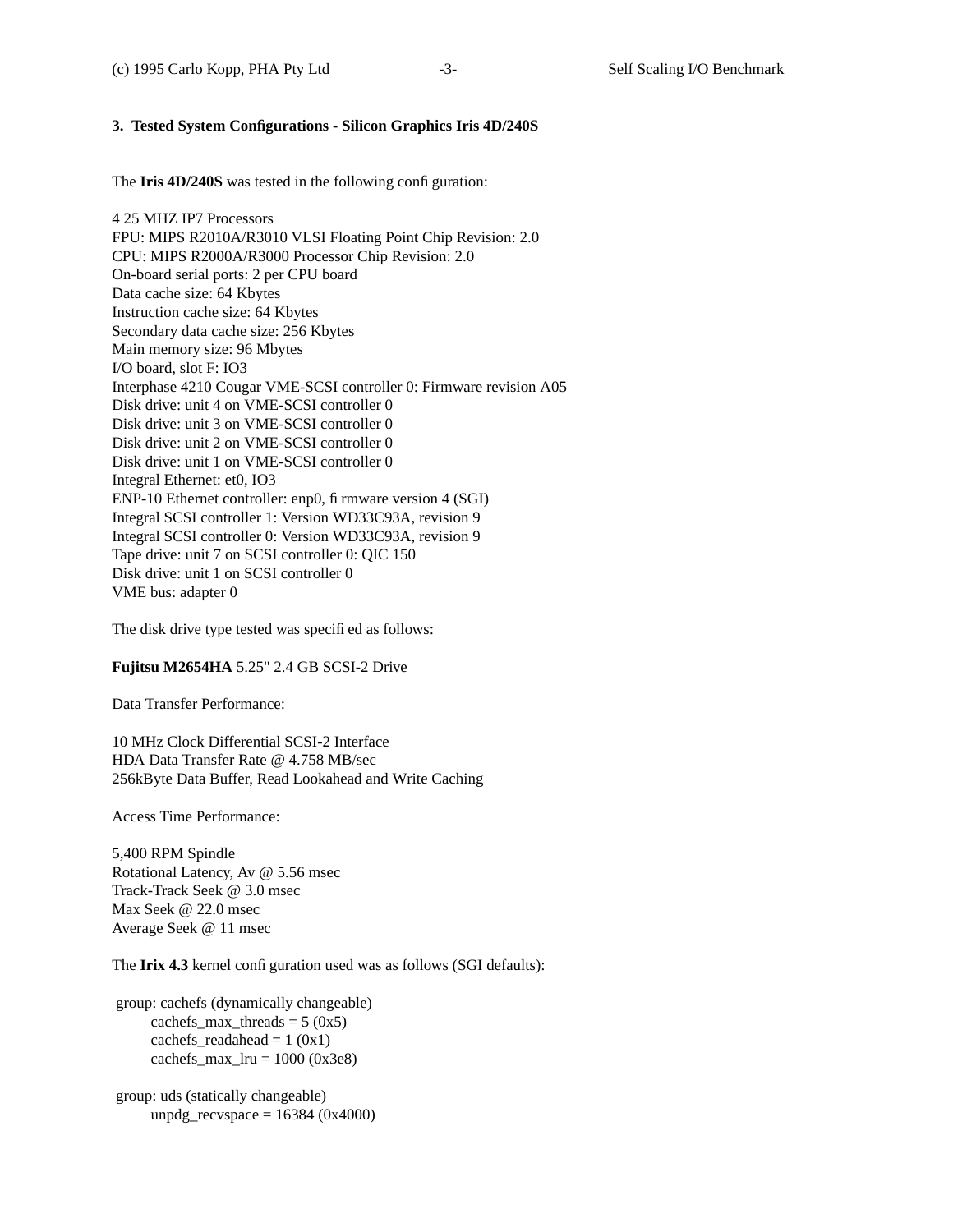## 3. Tested System Configurations - Silicon Graphics Iris 4D/240S

The **Iris 4D/240S** was tested in the following configuration:

4 25 MHZ IP7 Processors
FPU: MIPS R2010A/R3010 VLSI Floating Point Chip Revision: 2.0
CPU: MIPS R2000A/R3000 Processor Chip Revision: 2.0
On-board serial ports: 2 per CPU board
Data cache size: 64 Kbytes
Instruction cache size: 64 Kbytes
Secondary data cache size: 256 Kbytes
Main memory size: 96 Mbytes
I/O board, slot F: IO3
Interphase 4210 Cougar VME-SCSI controller 0: Firmware revision A05
Disk drive: unit 4 on VME-SCSI controller 0
Disk drive: unit 3 on VME-SCSI controller 0
Disk drive: unit 2 on VME-SCSI controller 0
Disk drive: unit 1 on VME-SCSI controller 0
Integral Ethernet: et0, IO3
ENP-10 Ethernet controller: enp0, firmware version 4 (SGI)
Integral SCSI controller 1: Version WD33C93A, revision 9
Integral SCSI controller 0: Version WD33C93A, revision 9
Tape drive: unit 7 on SCSI controller 0: QIC 150
Disk drive: unit 1 on SCSI controller 0
VME bus: adapter 0

The disk drive type tested was specified as follows:

**Fujitsu M2654HA** 5.25" 2.4 GB SCSI-2 Drive

Data Transfer Performance:

10 MHz Clock Differential SCSI-2 Interface
HDA Data Transfer Rate @ 4.758 MB/sec
256kByte Data Buffer, Read Lookahead and Write Caching

Access Time Performance:

5,400 RPM Spindle
Rotational Latency, Av @ 5.56 msec
Track-Track Seek @ 3.0 msec
Max Seek @ 22.0 msec
Average Seek @ 11 msec

The **Irix 4.3** kernel configuration used was as follows (SGI defaults):

```
group: cachefs (dynamically changeable)
      cachefs_max_threads = 5 (0x5)
      cachefs_readahead = 1 (0x1)
      cachefs_max_lru = 1000 (0x3e8)

group: uds (statically changeable)
      unpdg_recvspace = 16384 (0x4000)
```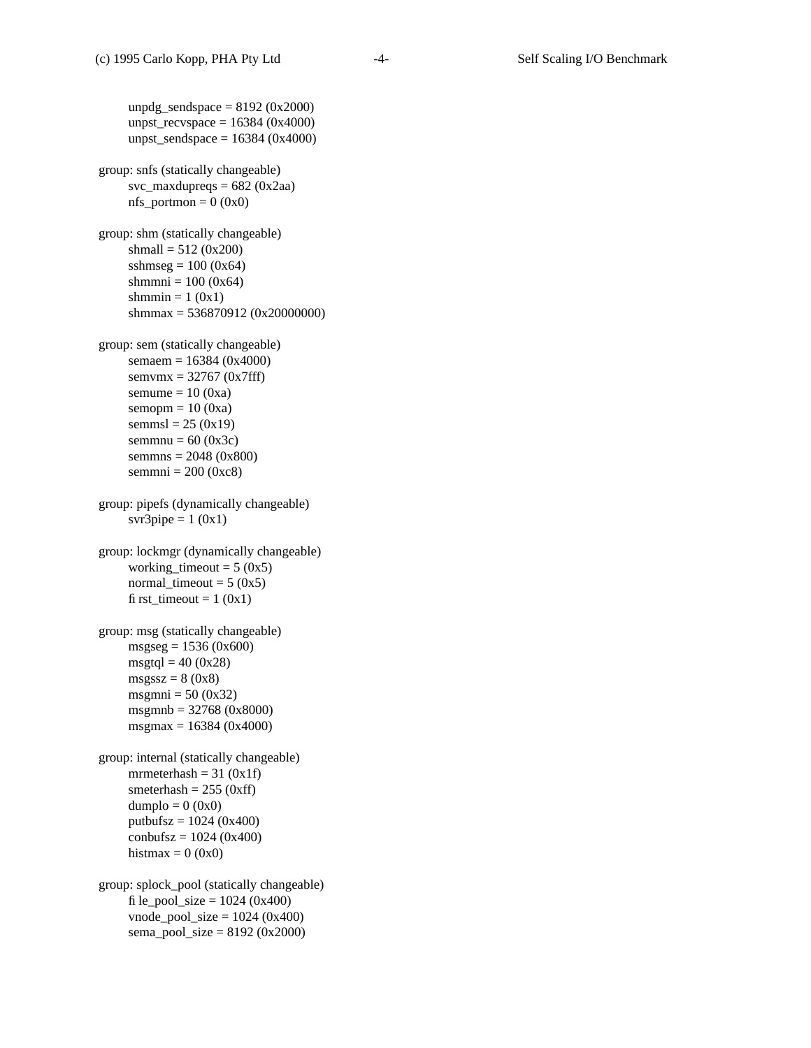```
        unpdg_sendspace = 8192 (0x2000)
        unpst_recvspace = 16384 (0x4000)
        unpst_sendspace = 16384 (0x4000)

group: snfs (statically changeable)
        svc_maxdupreqs = 682 (0x2aa)
        nfs_portmon = 0 (0x0)

group: shm (statically changeable)
        shmall = 512 (0x200)
        sshmseg = 100 (0x64)
        shmmni = 100 (0x64)
        shmmin = 1 (0x1)
        shmmax = 536870912 (0x20000000)

group: sem (statically changeable)
        semaem = 16384 (0x4000)
        semvmx = 32767 (0x7fff)
        semume = 10 (0xa)
        semopm = 10 (0xa)
        semmsl = 25 (0x19)
        semmnu = 60 (0x3c)
        semmns = 2048 (0x800)
        semmni = 200 (0xc8)

group: pipefs (dynamically changeable)
        svr3pipe = 1 (0x1)

group: lockmgr (dynamically changeable)
        working_timeout = 5 (0x5)
        normal_timeout = 5 (0x5)
        first_timeout = 1 (0x1)

group: msg (statically changeable)
        msgseg = 1536 (0x600)
        msgtql = 40 (0x28)
        msgssz = 8 (0x8)
        msgmni = 50 (0x32)
        msgmnb = 32768 (0x8000)
        msgmax = 16384 (0x4000)

group: internal (statically changeable)
        mrmeterhash = 31 (0x1f)
        smeterhash = 255 (0xff)
        dumplo = 0 (0x0)
        putbufsz = 1024 (0x400)
        conbufsz = 1024 (0x400)
        histmax = 0 (0x0)

group: splock_pool (statically changeable)
        file_pool_size = 1024 (0x400)
        vnode_pool_size = 1024 (0x400)
        sema_pool_size = 8192 (0x2000)
```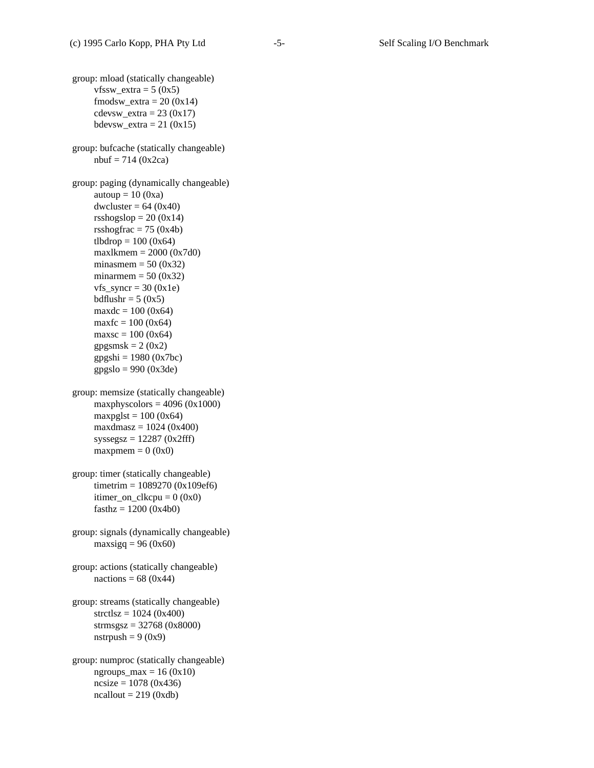```
group: mload (statically changeable)
        vfssw_extra = 5 (0x5)
        fmodsw_extra = 20 (0x14)
        cdevsw_extra = 23 (0x17)
        bdevsw_extra = 21 (0x15)

group: bufcache (statically changeable)
        nbuf = 714 (0x2ca)

group: paging (dynamically changeable)
        autoup = 10 (0xa)
        dwcluster = 64 (0x40)
        rsshogslop = 20 (0x14)
        rsshogfrac = 75 (0x4b)
        tlbdrop = 100 (0x64)
        maxlkmem = 2000 (0x7d0)
        minasmem = 50 (0x32)
        minarmem = 50 (0x32)
        vfs_syncr = 30 (0x1e)
        bdflushr = 5 (0x5)
        maxdc = 100 (0x64)
        maxfc = 100 (0x64)
        maxsc = 100 (0x64)
        gpgsmsk = 2 (0x2)
        gpgshi = 1980 (0x7bc)
        gpgslo = 990 (0x3de)

group: memsize (statically changeable)
        maxphyscolors = 4096 (0x1000)
        maxpglst = 100 (0x64)
        maxdmasz = 1024 (0x400)
        syssegsz = 12287 (0x2fff)
        maxpmem = 0 (0x0)

group: timer (statically changeable)
        timetrim = 1089270 (0x109ef6)
        itimer_on_clkcpu = 0 (0x0)
        fasthz = 1200 (0x4b0)

group: signals (dynamically changeable)
        maxsigq = 96 (0x60)

group: actions (statically changeable)
        nactions = 68 (0x44)

group: streams (statically changeable)
        strctlsz = 1024 (0x400)
        strmsgsz = 32768 (0x8000)
        nstrpush = 9 (0x9)

group: numproc (statically changeable)
        ngroups_max = 16 (0x10)
        ncsize = 1078 (0x436)
        ncallout = 219 (0xdb)
```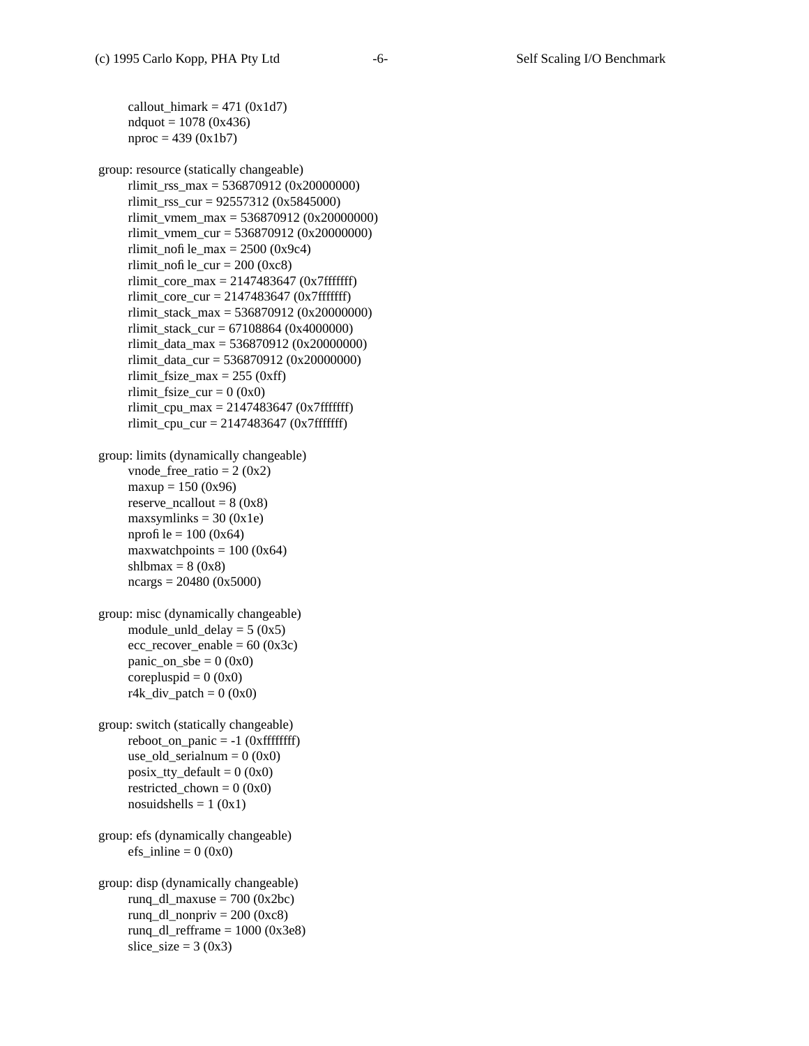```
        callout_himark = 471 (0x1d7)
        ndquot = 1078 (0x436)
        nproc = 439 (0x1b7)

group: resource (statically changeable)
        rlimit_rss_max = 536870912 (0x20000000)
        rlimit_rss_cur = 92557312 (0x5845000)
        rlimit_vmem_max = 536870912 (0x20000000)
        rlimit_vmem_cur = 536870912 (0x20000000)
        rlimit_nofile_max = 2500 (0x9c4)
        rlimit_nofile_cur = 200 (0xc8)
        rlimit_core_max = 2147483647 (0x7fffffff)
        rlimit_core_cur = 2147483647 (0x7fffffff)
        rlimit_stack_max = 536870912 (0x20000000)
        rlimit_stack_cur = 67108864 (0x4000000)
        rlimit_data_max = 536870912 (0x20000000)
        rlimit_data_cur = 536870912 (0x20000000)
        rlimit_fsize_max = 255 (0xff)
        rlimit_fsize_cur = 0 (0x0)
        rlimit_cpu_max = 2147483647 (0x7fffffff)
        rlimit_cpu_cur = 2147483647 (0x7fffffff)

group: limits (dynamically changeable)
        vnode_free_ratio = 2 (0x2)
        maxup = 150 (0x96)
        reserve_ncallout = 8 (0x8)
        maxsymlinks = 30 (0x1e)
        nprofile = 100 (0x64)
        maxwatchpoints = 100 (0x64)
        shlbmax = 8 (0x8)
        ncargs = 20480 (0x5000)

group: misc (dynamically changeable)
        module_unld_delay = 5 (0x5)
        ecc_recover_enable = 60 (0x3c)
        panic_on_sbe = 0 (0x0)
        corepluspid = 0 (0x0)
        r4k_div_patch = 0 (0x0)

group: switch (statically changeable)
        reboot_on_panic = -1 (0xffffffff)
        use_old_serialnum = 0 (0x0)
        posix_tty_default = 0 (0x0)
        restricted_chown = 0 (0x0)
        nosuidshells = 1 (0x1)

group: efs (dynamically changeable)
        efs_inline = 0 (0x0)

group: disp (dynamically changeable)
        runq_dl_maxuse = 700 (0x2bc)
        runq_dl_nonpriv = 200 (0xc8)
        runq_dl_refframe = 1000 (0x3e8)
        slice_size = 3 (0x3)
```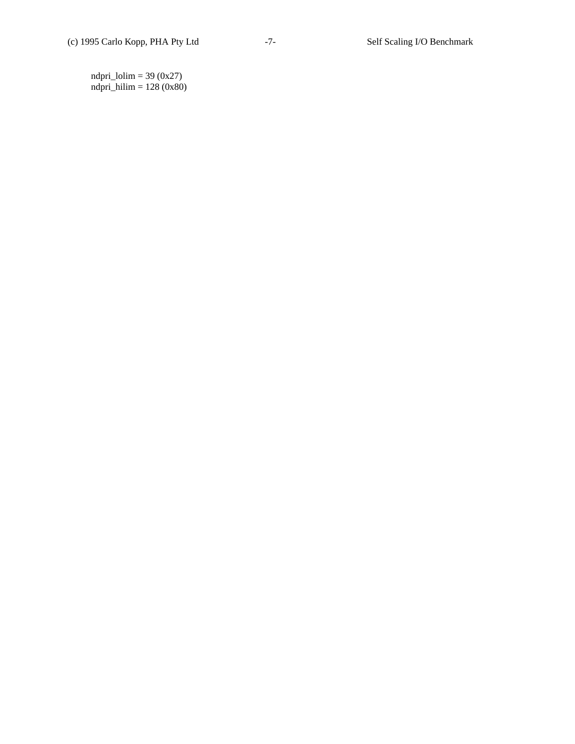```
ndpri_lolim = 39 (0x27)
ndpri_hilim = 128 (0x80)
```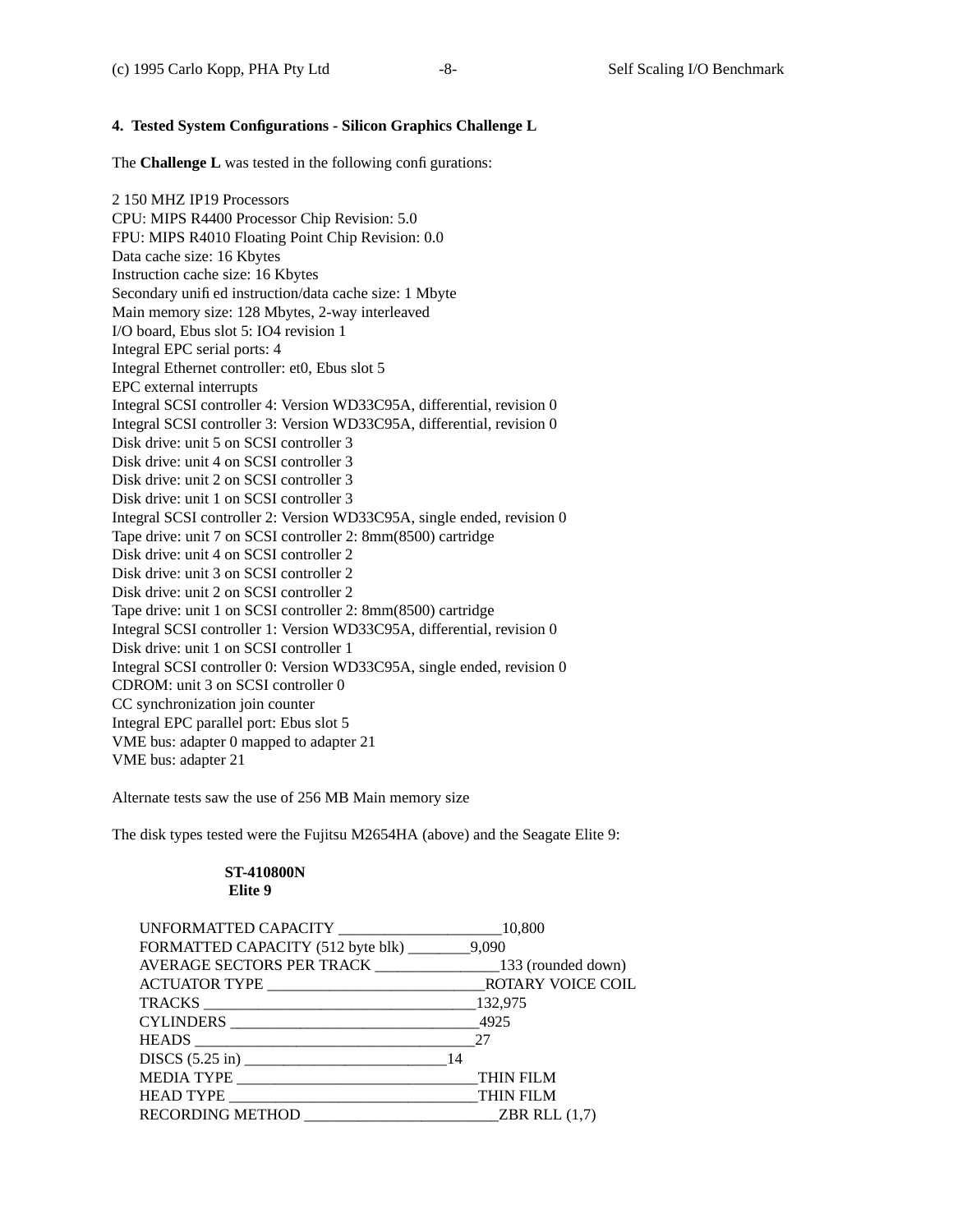## 4. Tested System Configurations - Silicon Graphics Challenge L

The **Challenge L** was tested in the following configurations:

2 150 MHZ IP19 Processors
CPU: MIPS R4400 Processor Chip Revision: 5.0
FPU: MIPS R4010 Floating Point Chip Revision: 0.0
Data cache size: 16 Kbytes
Instruction cache size: 16 Kbytes
Secondary unified instruction/data cache size: 1 Mbyte
Main memory size: 128 Mbytes, 2-way interleaved
I/O board, Ebus slot 5: IO4 revision 1
Integral EPC serial ports: 4
Integral Ethernet controller: et0, Ebus slot 5
EPC external interrupts
Integral SCSI controller 4: Version WD33C95A, differential, revision 0
Integral SCSI controller 3: Version WD33C95A, differential, revision 0
Disk drive: unit 5 on SCSI controller 3
Disk drive: unit 4 on SCSI controller 3
Disk drive: unit 2 on SCSI controller 3
Disk drive: unit 1 on SCSI controller 3
Integral SCSI controller 2: Version WD33C95A, single ended, revision 0
Tape drive: unit 7 on SCSI controller 2: 8mm(8500) cartridge
Disk drive: unit 4 on SCSI controller 2
Disk drive: unit 3 on SCSI controller 2
Disk drive: unit 2 on SCSI controller 2
Tape drive: unit 1 on SCSI controller 2: 8mm(8500) cartridge
Integral SCSI controller 1: Version WD33C95A, differential, revision 0
Disk drive: unit 1 on SCSI controller 1
Integral SCSI controller 0: Version WD33C95A, single ended, revision 0
CDROM: unit 3 on SCSI controller 0
CC synchronization join counter
Integral EPC parallel port: Ebus slot 5
VME bus: adapter 0 mapped to adapter 21
VME bus: adapter 21

Alternate tests saw the use of 256 MB Main memory size

The disk types tested were the Fujitsu M2654HA (above) and the Seagate Elite 9:

**ST-410800N**
**Elite 9**

UNFORMATTED CAPACITY ____________________10,800
FORMATTED CAPACITY (512 byte blk) ________9,090
AVERAGE SECTORS PER TRACK _______________133 (rounded down)
ACTUATOR TYPE ____________________________ROTARY VOICE COIL
TRACKS __________________________________132,975
CYLINDERS _______________________________4925
HEADS ___________________________________27
DISCS (5.25 in) __________________________14
MEDIA TYPE ______________________________THIN FILM
HEAD TYPE _______________________________THIN FILM
RECORDING METHOD ________________________ZBR RLL (1,7)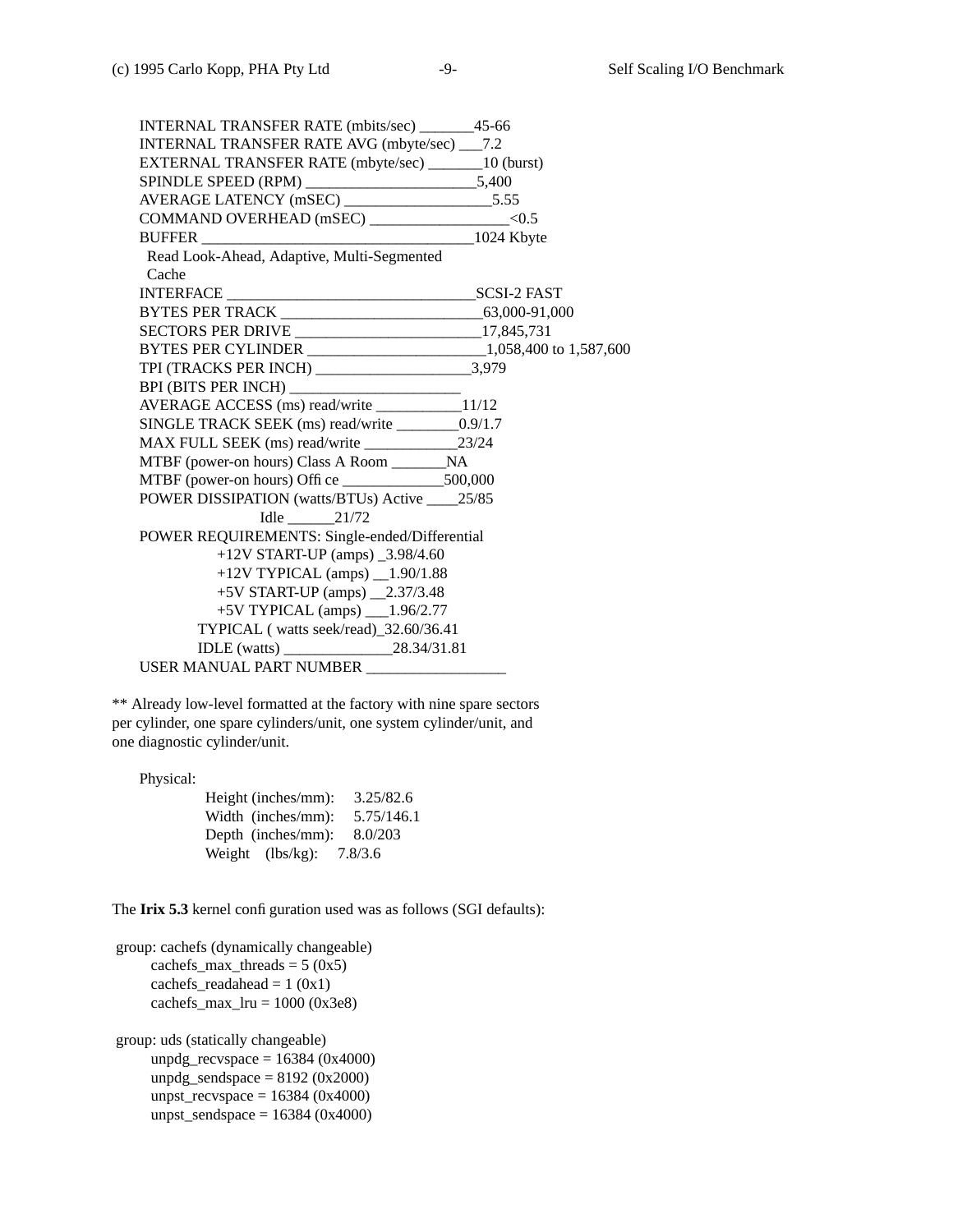INTERNAL TRANSFER RATE (mbits/sec) _______45-66
INTERNAL TRANSFER RATE AVG (mbyte/sec) ___7.2
EXTERNAL TRANSFER RATE (mbyte/sec) _______10 (burst)
SPINDLE SPEED (RPM) ______________________5,400
AVERAGE LATENCY (mSEC) ___________________5.55
COMMAND OVERHEAD (mSEC) _________________<0.5
BUFFER ___________________________________1024 Kbyte
Read Look-Ahead, Adaptive, Multi-Segmented
Cache
INTERFACE ________________________________SCSI-2 FAST
BYTES PER TRACK __________________________63,000-91,000
SECTORS PER DRIVE ________________________17,845,731
BYTES PER CYLINDER _______________________1,058,400 to 1,587,600
TPI (TRACKS PER INCH) ____________________3,979
BPI (BITS PER INCH) ______________________
AVERAGE ACCESS (ms) read/write ___________11/12
SINGLE TRACK SEEK (ms) read/write ________0.9/1.7
MAX FULL SEEK (ms) read/write ____________23/24
MTBF (power-on hours) Class A Room _______NA
MTBF (power-on hours) Office _____________500,000
POWER DISSIPATION (watts/BTUs) Active ____25/85
Idle ______21/72
POWER REQUIREMENTS: Single-ended/Differential
+12V START-UP (amps) _3.98/4.60
+12V TYPICAL (amps) __1.90/1.88
+5V START-UP (amps) __2.37/3.48
+5V TYPICAL (amps) ___1.96/2.77
TYPICAL ( watts seek/read)_32.60/36.41
IDLE (watts) ______________28.34/31.81
USER MANUAL PART NUMBER __________________

** Already low-level formatted at the factory with nine spare sectors per cylinder, one spare cylinders/unit, one system cylinder/unit, and one diagnostic cylinder/unit.

Physical:

Height (inches/mm): 3.25/82.6
Width (inches/mm): 5.75/146.1
Depth (inches/mm): 8.0/203
Weight (lbs/kg): 7.8/3.6

The **Irix 5.3** kernel configuration used was as follows (SGI defaults):

```
group: cachefs (dynamically changeable)
    cachefs_max_threads = 5 (0x5)
    cachefs_readahead = 1 (0x1)
    cachefs_max_lru = 1000 (0x3e8)

group: uds (statically changeable)
    unpdg_recvspace = 16384 (0x4000)
    unpdg_sendspace = 8192 (0x2000)
    unpst_recvspace = 16384 (0x4000)
    unpst_sendspace = 16384 (0x4000)
```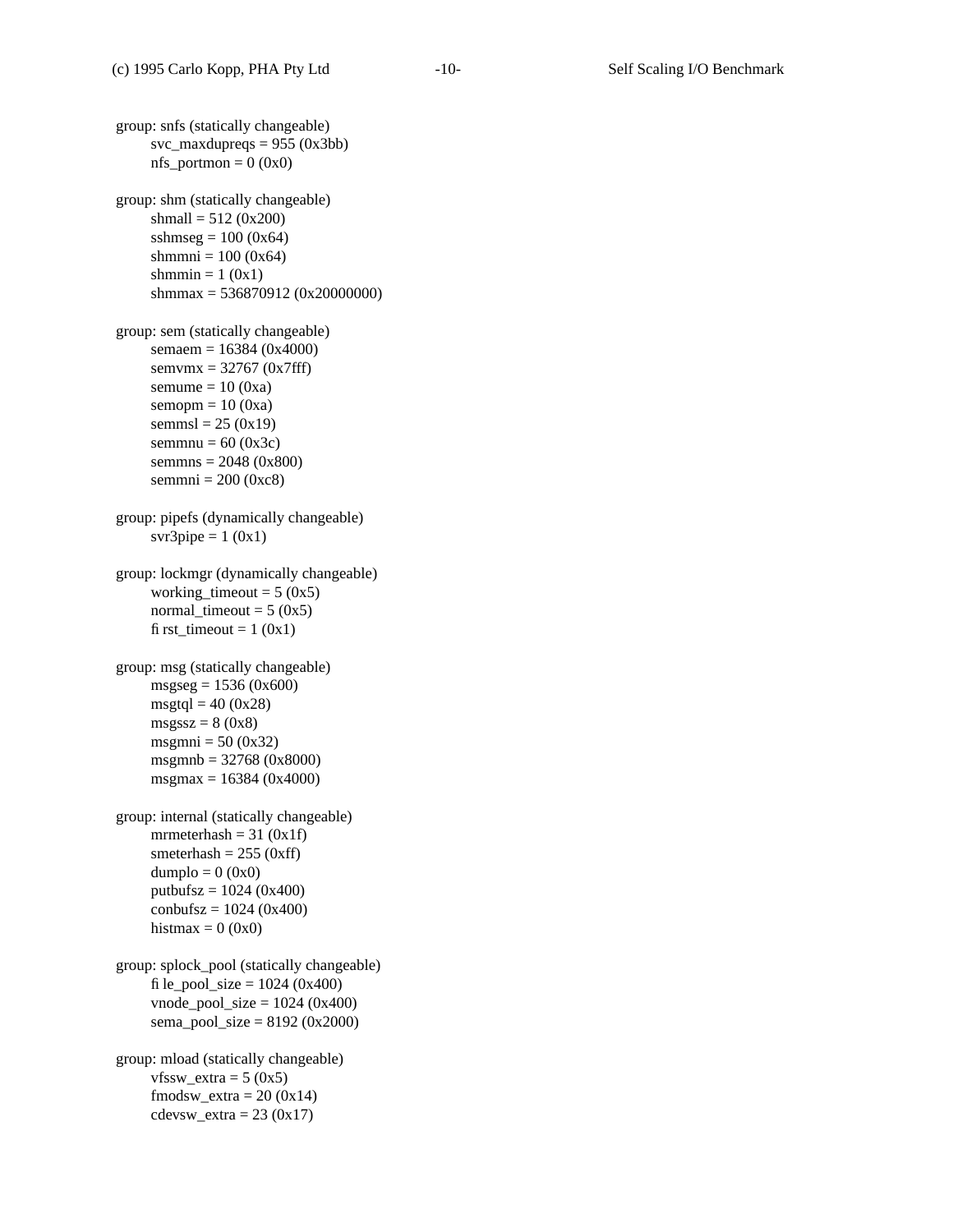group: snfs (statically changeable)
    svc_maxdupreqs = 955 (0x3bb)
    nfs_portmon = 0 (0x0)

group: shm (statically changeable)
    shmall = 512 (0x200)
    sshmseg = 100 (0x64)
    shmmni = 100 (0x64)
    shmmin = 1 (0x1)
    shmmax = 536870912 (0x20000000)

group: sem (statically changeable)
    semaem = 16384 (0x4000)
    semvmx = 32767 (0x7fff)
    semume = 10 (0xa)
    semopm = 10 (0xa)
    semmsl = 25 (0x19)
    semmnu = 60 (0x3c)
    semmns = 2048 (0x800)
    semmni = 200 (0xc8)

group: pipefs (dynamically changeable)
    svr3pipe = 1 (0x1)

group: lockmgr (dynamically changeable)
    working_timeout = 5 (0x5)
    normal_timeout = 5 (0x5)
    first_timeout = 1 (0x1)

group: msg (statically changeable)
    msgseg = 1536 (0x600)
    msgtql = 40 (0x28)
    msgssz = 8 (0x8)
    msgmni = 50 (0x32)
    msgmnb = 32768 (0x8000)
    msgmax = 16384 (0x4000)

group: internal (statically changeable)
    mrmeterhash = 31 (0x1f)
    smeterhash = 255 (0xff)
    dumplo = 0 (0x0)
    putbufsz = 1024 (0x400)
    conbufsz = 1024 (0x400)
    histmax = 0 (0x0)

group: splock_pool (statically changeable)
    file_pool_size = 1024 (0x400)
    vnode_pool_size = 1024 (0x400)
    sema_pool_size = 8192 (0x2000)

group: mload (statically changeable)
    vfssw_extra = 5 (0x5)
    fmodsw_extra = 20 (0x14)
    cdevsw_extra = 23 (0x17)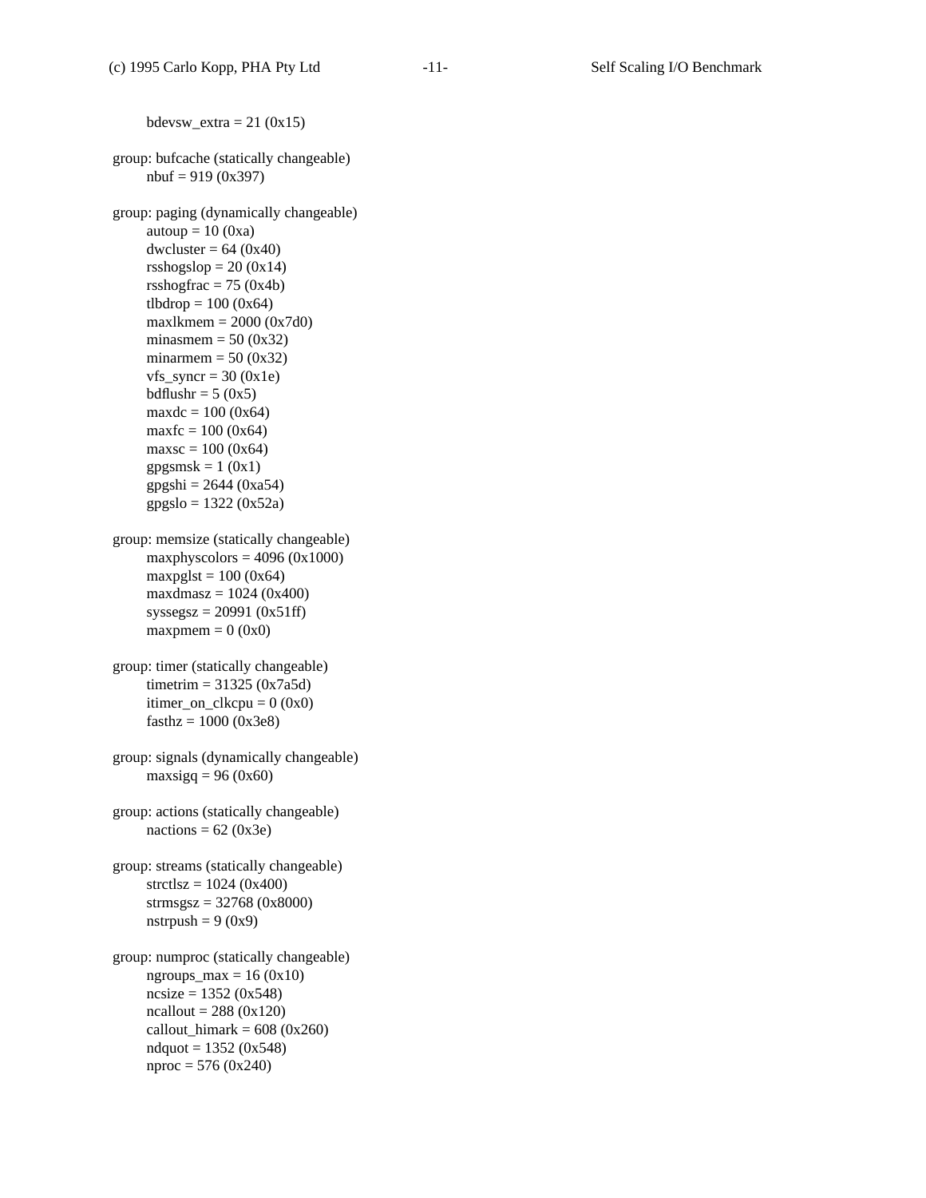```
        bdevsw_extra = 21 (0x15)

group: bufcache (statically changeable)
        nbuf = 919 (0x397)

group: paging (dynamically changeable)
        autoup = 10 (0xa)
        dwcluster = 64 (0x40)
        rsshogslop = 20 (0x14)
        rsshogfrac = 75 (0x4b)
        tlbdrop = 100 (0x64)
        maxlkmem = 2000 (0x7d0)
        minasmem = 50 (0x32)
        minarmem = 50 (0x32)
        vfs_syncr = 30 (0x1e)
        bdflushr = 5 (0x5)
        maxdc = 100 (0x64)
        maxfc = 100 (0x64)
        maxsc = 100 (0x64)
        gpgsmsk = 1 (0x1)
        gpgshi = 2644 (0xa54)
        gpgslo = 1322 (0x52a)

group: memsize (statically changeable)
        maxphyscolors = 4096 (0x1000)
        maxpglst = 100 (0x64)
        maxdmasz = 1024 (0x400)
        syssegsz = 20991 (0x51ff)
        maxpmem = 0 (0x0)

group: timer (statically changeable)
        timetrim = 31325 (0x7a5d)
        itimer_on_clkcpu = 0 (0x0)
        fasthz = 1000 (0x3e8)

group: signals (dynamically changeable)
        maxsigq = 96 (0x60)

group: actions (statically changeable)
        nactions = 62 (0x3e)

group: streams (statically changeable)
        strctlsz = 1024 (0x400)
        strmsgsz = 32768 (0x8000)
        nstrpush = 9 (0x9)

group: numproc (statically changeable)
        ngroups_max = 16 (0x10)
        ncsize = 1352 (0x548)
        ncallout = 288 (0x120)
        callout_himark = 608 (0x260)
        ndquot = 1352 (0x548)
        nproc = 576 (0x240)
```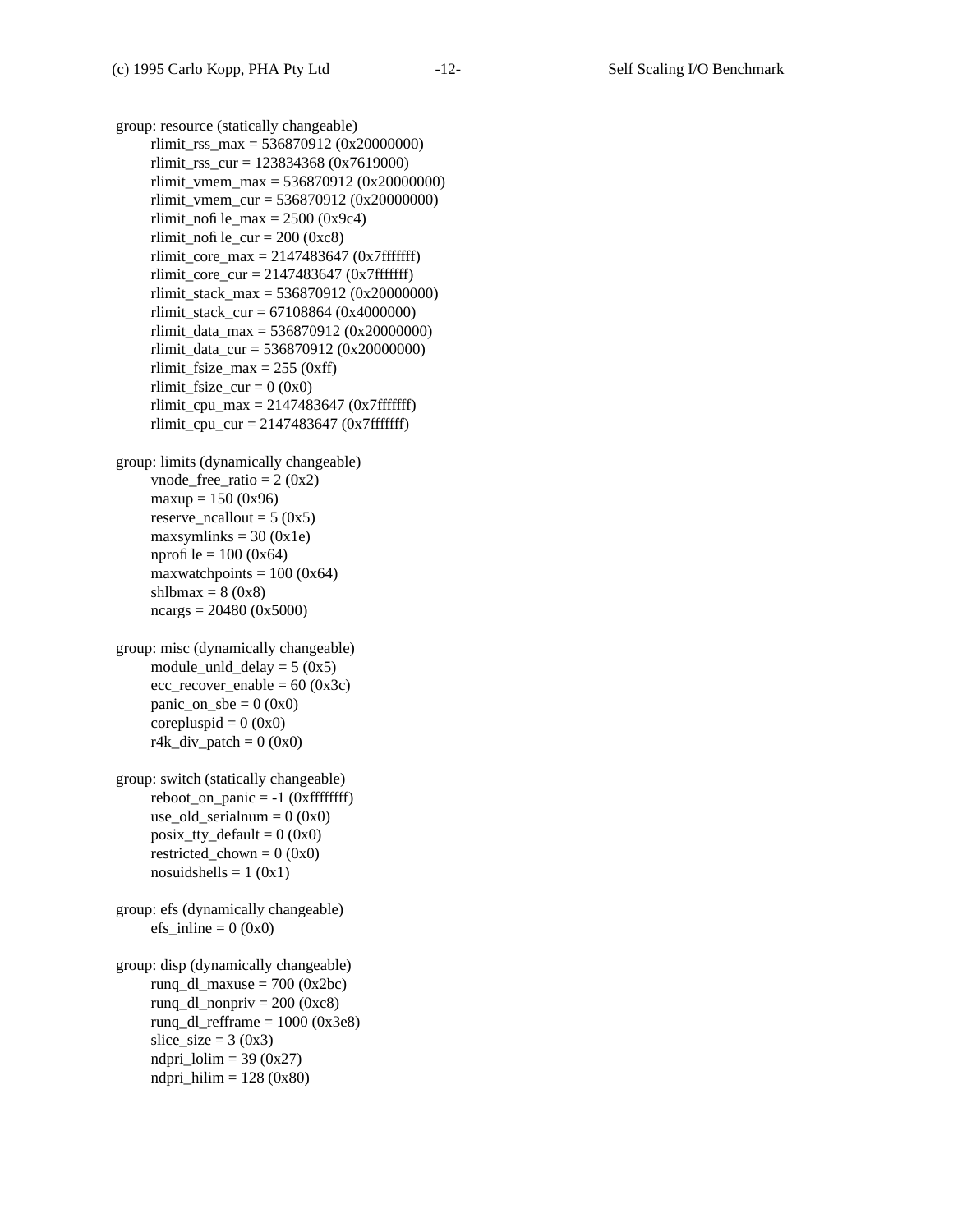```
group: resource (statically changeable)
        rlimit_rss_max = 536870912 (0x20000000)
        rlimit_rss_cur = 123834368 (0x7619000)
        rlimit_vmem_max = 536870912 (0x20000000)
        rlimit_vmem_cur = 536870912 (0x20000000)
        rlimit_nofile_max = 2500 (0x9c4)
        rlimit_nofile_cur = 200 (0xc8)
        rlimit_core_max = 2147483647 (0x7fffffff)
        rlimit_core_cur = 2147483647 (0x7fffffff)
        rlimit_stack_max = 536870912 (0x20000000)
        rlimit_stack_cur = 67108864 (0x4000000)
        rlimit_data_max = 536870912 (0x20000000)
        rlimit_data_cur = 536870912 (0x20000000)
        rlimit_fsize_max = 255 (0xff)
        rlimit_fsize_cur = 0 (0x0)
        rlimit_cpu_max = 2147483647 (0x7fffffff)
        rlimit_cpu_cur = 2147483647 (0x7fffffff)

group: limits (dynamically changeable)
        vnode_free_ratio = 2 (0x2)
        maxup = 150 (0x96)
        reserve_ncallout = 5 (0x5)
        maxsymlinks = 30 (0x1e)
        nprofile = 100 (0x64)
        maxwatchpoints = 100 (0x64)
        shlbmax = 8 (0x8)
        ncargs = 20480 (0x5000)

group: misc (dynamically changeable)
        module_unld_delay = 5 (0x5)
        ecc_recover_enable = 60 (0x3c)
        panic_on_sbe = 0 (0x0)
        corepluspid = 0 (0x0)
        r4k_div_patch = 0 (0x0)

group: switch (statically changeable)
        reboot_on_panic = -1 (0xffffffff)
        use_old_serialnum = 0 (0x0)
        posix_tty_default = 0 (0x0)
        restricted_chown = 0 (0x0)
        nosuidshells = 1 (0x1)

group: efs (dynamically changeable)
        efs_inline = 0 (0x0)

group: disp (dynamically changeable)
        runq_dl_maxuse = 700 (0x2bc)
        runq_dl_nonpriv = 200 (0xc8)
        runq_dl_refframe = 1000 (0x3e8)
        slice_size = 3 (0x3)
        ndpri_lolim = 39 (0x27)
        ndpri_hilim = 128 (0x80)
```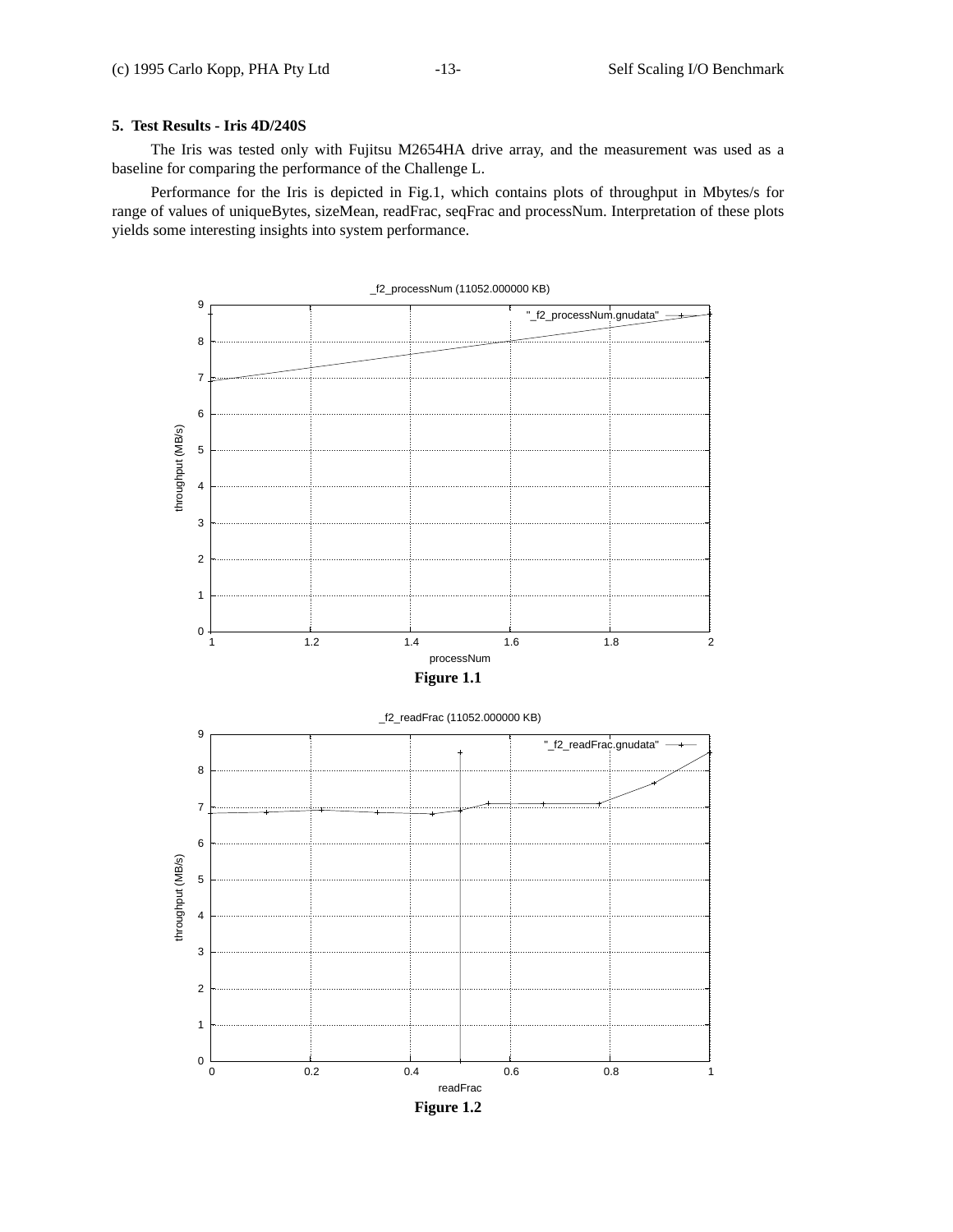## 5. Test Results - Iris 4D/240S

The Iris was tested only with Fujitsu M2654HA drive array, and the measurement was used as a baseline for comparing the performance of the Challenge L.

Performance for the Iris is depicted in Fig.1, which contains plots of throughput in Mbytes/s for range of values of uniqueBytes, sizeMean, readFrac, seqFrac and processNum. Interpretation of these plots yields some interesting insights into system performance.

**Figure 1.1**

**Figure 1.2**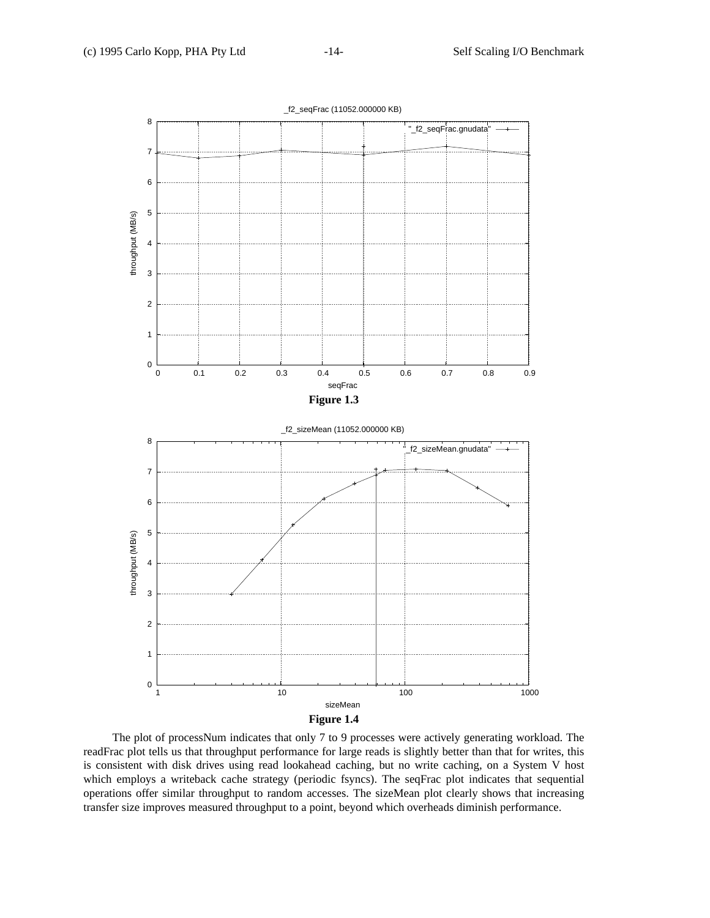**Figure 1.3**

**Figure 1.4**

The plot of processNum indicates that only 7 to 9 processes were actively generating workload. The readFrac plot tells us that throughput performance for large reads is slightly better than that for writes, this is consistent with disk drives using read lookahead caching, but no write caching, on a System V host which employs a writeback cache strategy (periodic fsyncs). The seqFrac plot indicates that sequential operations offer similar throughput to random accesses. The sizeMean plot clearly shows that increasing transfer size improves measured throughput to a point, beyond which overheads diminish performance.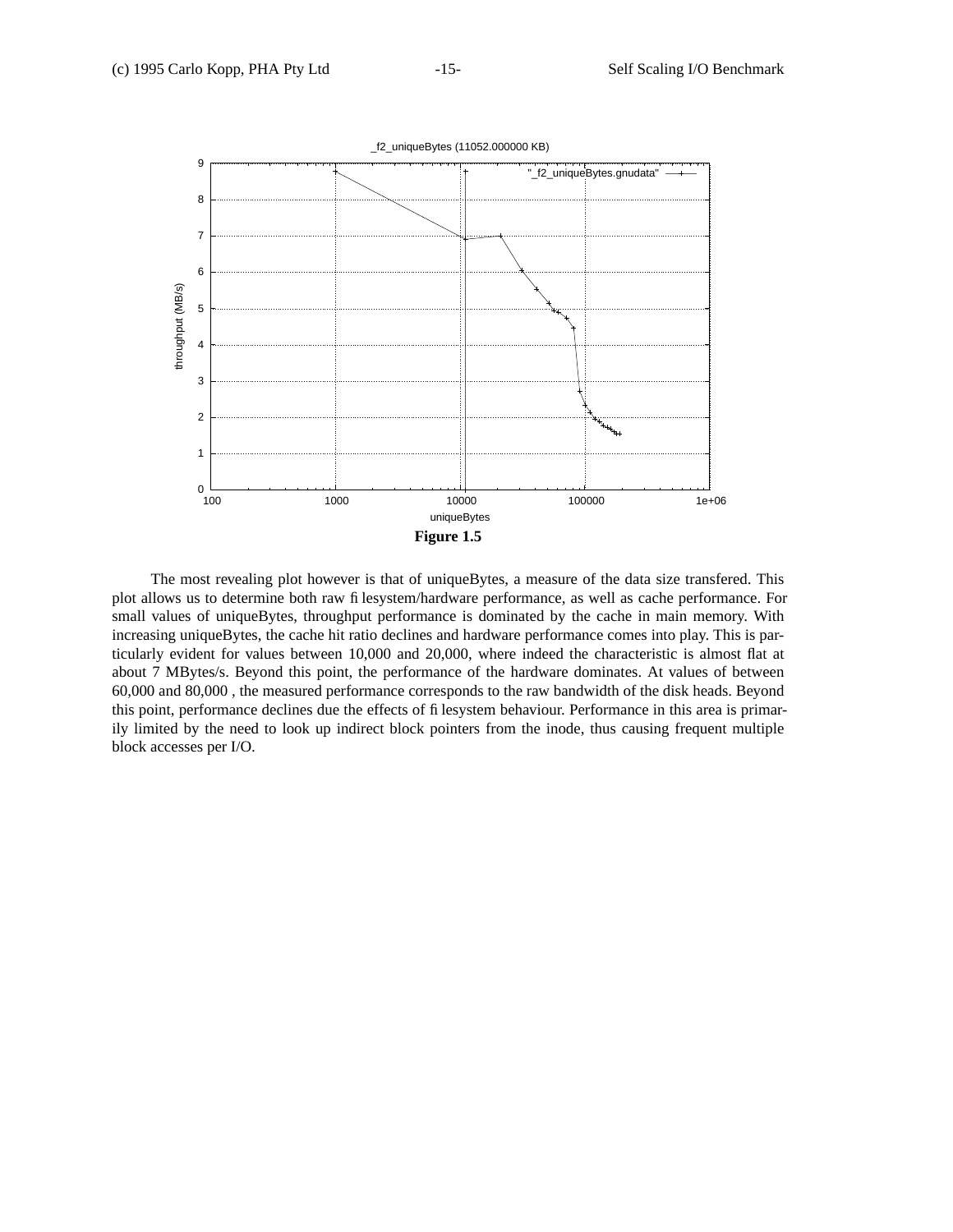**Figure 1.5**

The most revealing plot however is that of uniqueBytes, a measure of the data size transfered. This plot allows us to determine both raw filesystem/hardware performance, as well as cache performance. For small values of uniqueBytes, throughput performance is dominated by the cache in main memory. With increasing uniqueBytes, the cache hit ratio declines and hardware performance comes into play. This is particularly evident for values between 10,000 and 20,000, where indeed the characteristic is almost flat at about 7 MBytes/s. Beyond this point, the performance of the hardware dominates. At values of between 60,000 and 80,000 , the measured performance corresponds to the raw bandwidth of the disk heads. Beyond this point, performance declines due the effects of filesystem behaviour. Performance in this area is primarily limited by the need to look up indirect block pointers from the inode, thus causing frequent multiple block accesses per I/O.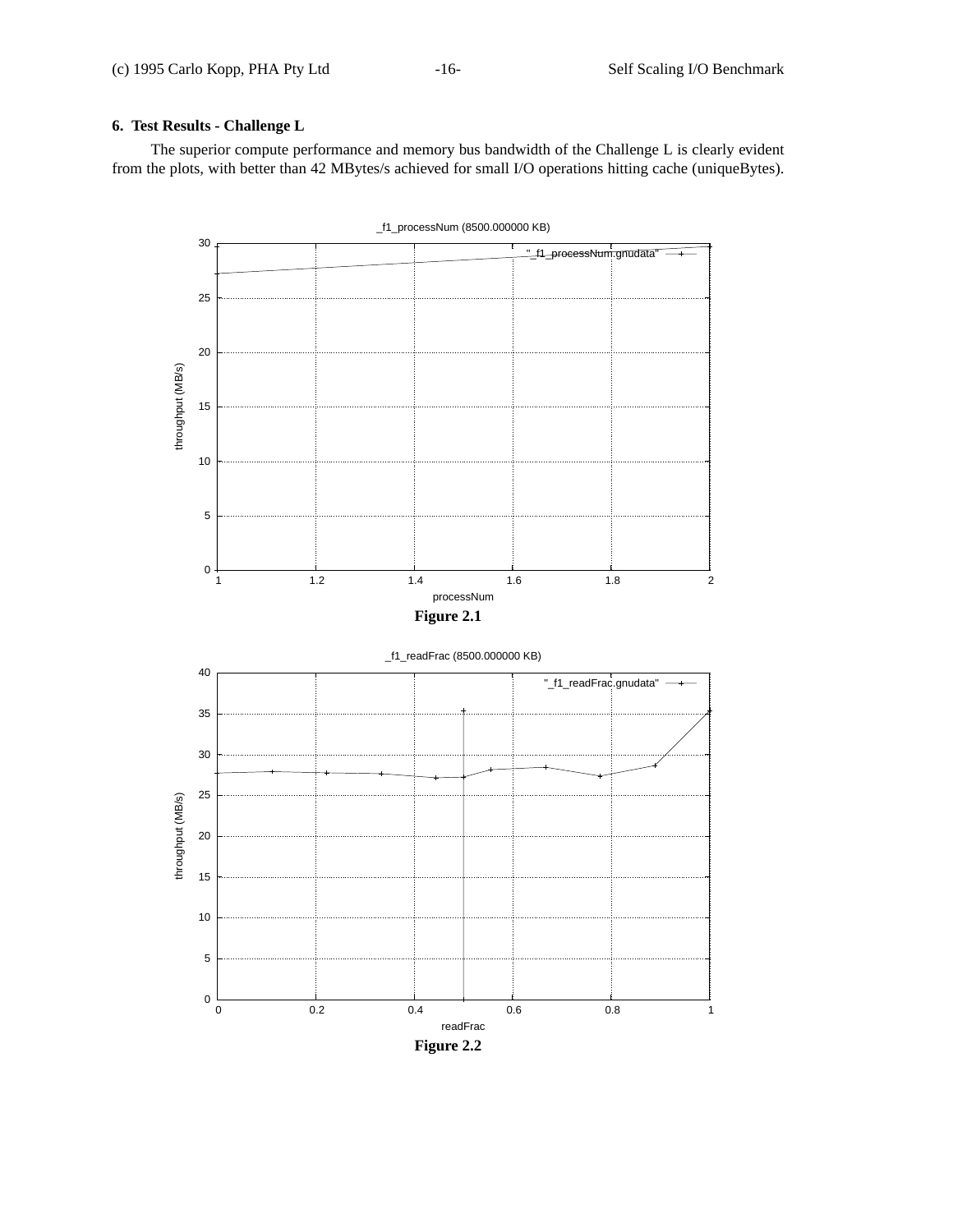## 6. Test Results - Challenge L

The superior compute performance and memory bus bandwidth of the Challenge L is clearly evident from the plots, with better than 42 MBytes/s achieved for small I/O operations hitting cache (uniqueBytes).

**Figure 2.1**

**Figure 2.2**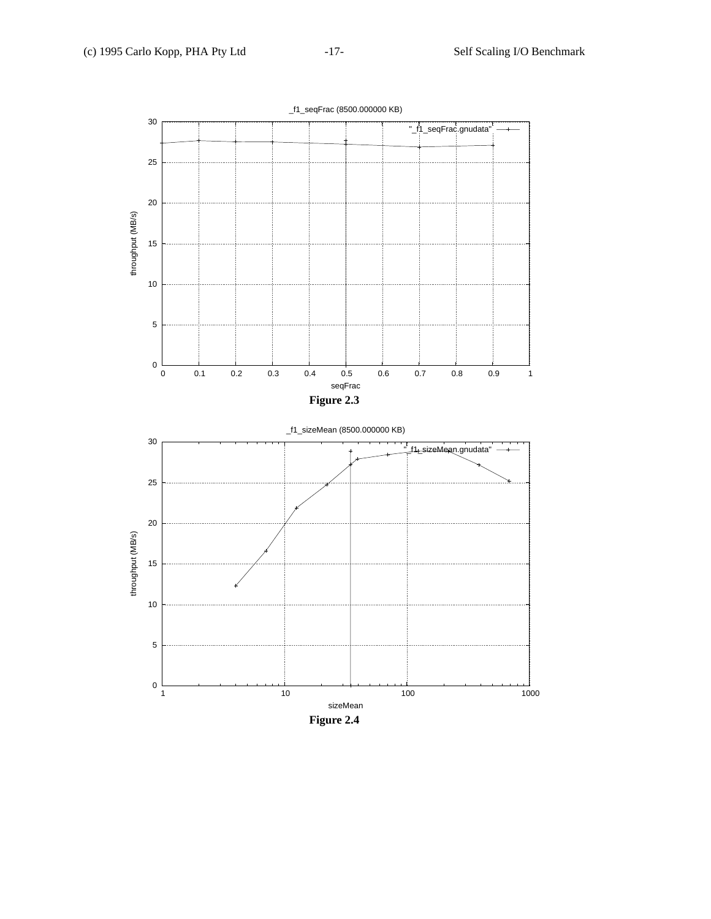_f1_seqFrac (8500.000000 KB)

**Figure 2.3**

_f1_sizeMean (8500.000000 KB)

**Figure 2.4**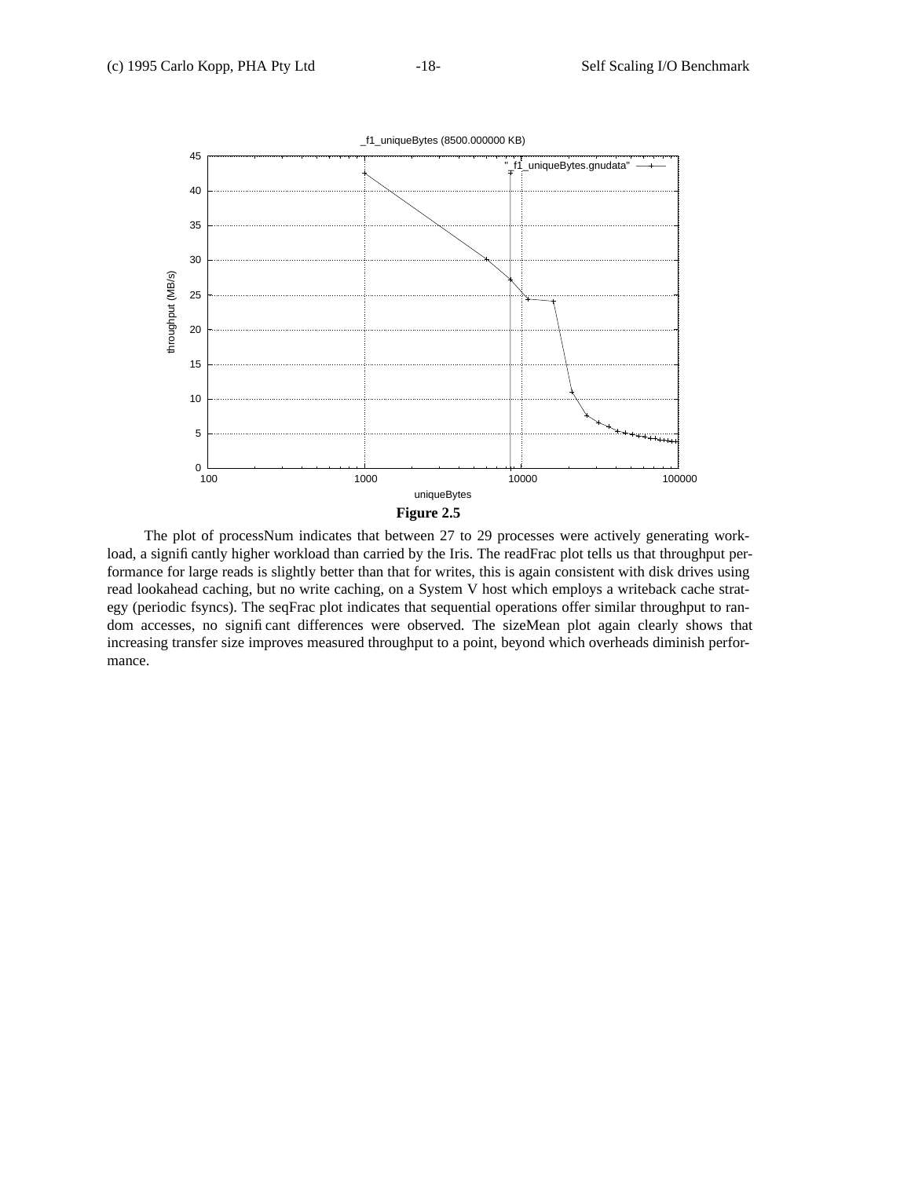**Figure 2.5**

The plot of processNum indicates that between 27 to 29 processes were actively generating workload, a significantly higher workload than carried by the Iris. The readFrac plot tells us that throughput performance for large reads is slightly better than that for writes, this is again consistent with disk drives using read lookahead caching, but no write caching, on a System V host which employs a writeback cache strategy (periodic fsyncs). The seqFrac plot indicates that sequential operations offer similar throughput to random accesses, no significant differences were observed. The sizeMean plot again clearly shows that increasing transfer size improves measured throughput to a point, beyond which overheads diminish performance.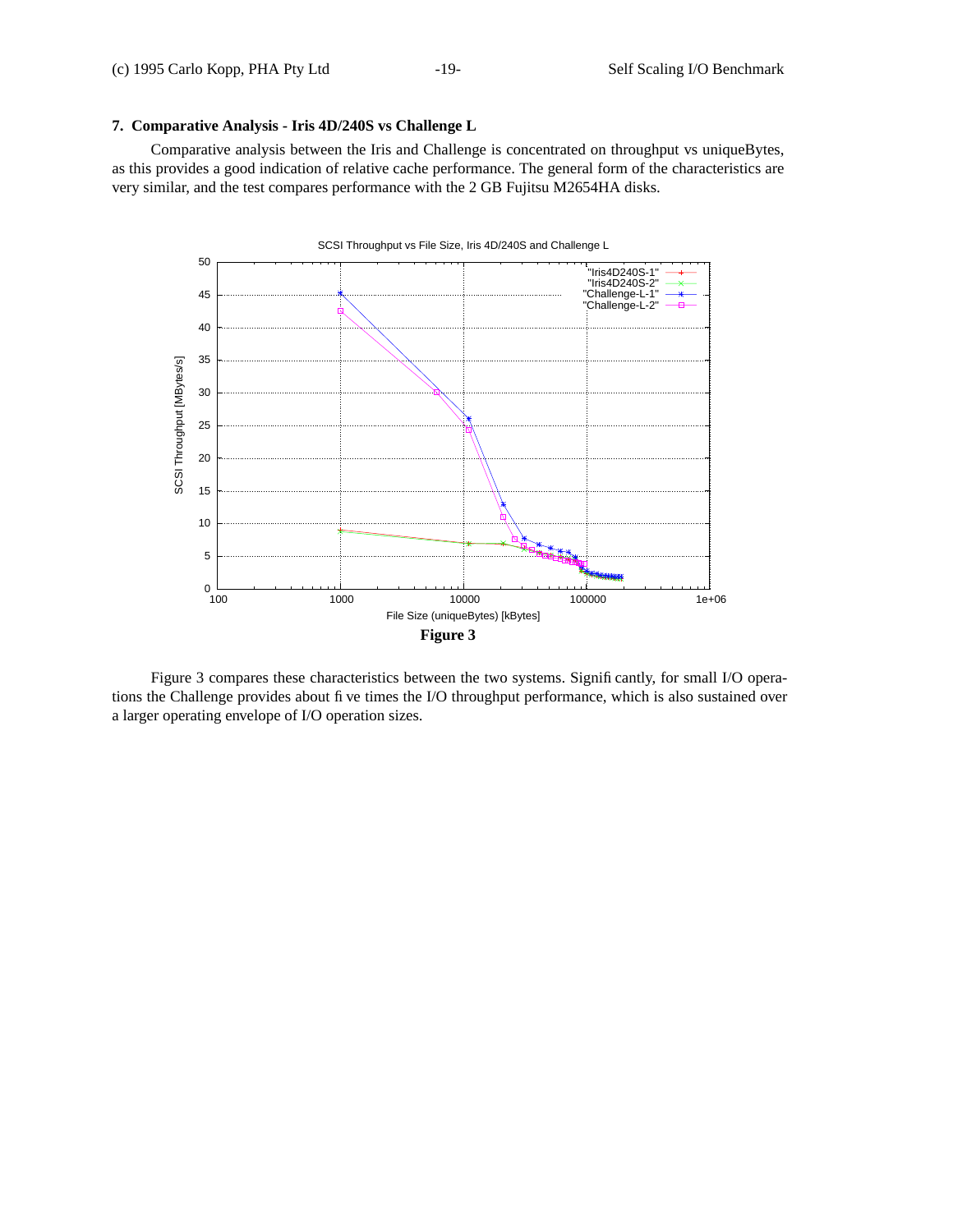## 7. Comparative Analysis - Iris 4D/240S vs Challenge L

Comparative analysis between the Iris and Challenge is concentrated on throughput vs uniqueBytes, as this provides a good indication of relative cache performance. The general form of the characteristics are very similar, and the test compares performance with the 2 GB Fujitsu M2654HA disks.

**Figure 3**

Figure 3 compares these characteristics between the two systems. Significantly, for small I/O operations the Challenge provides about five times the I/O throughput performance, which is also sustained over a larger operating envelope of I/O operation sizes.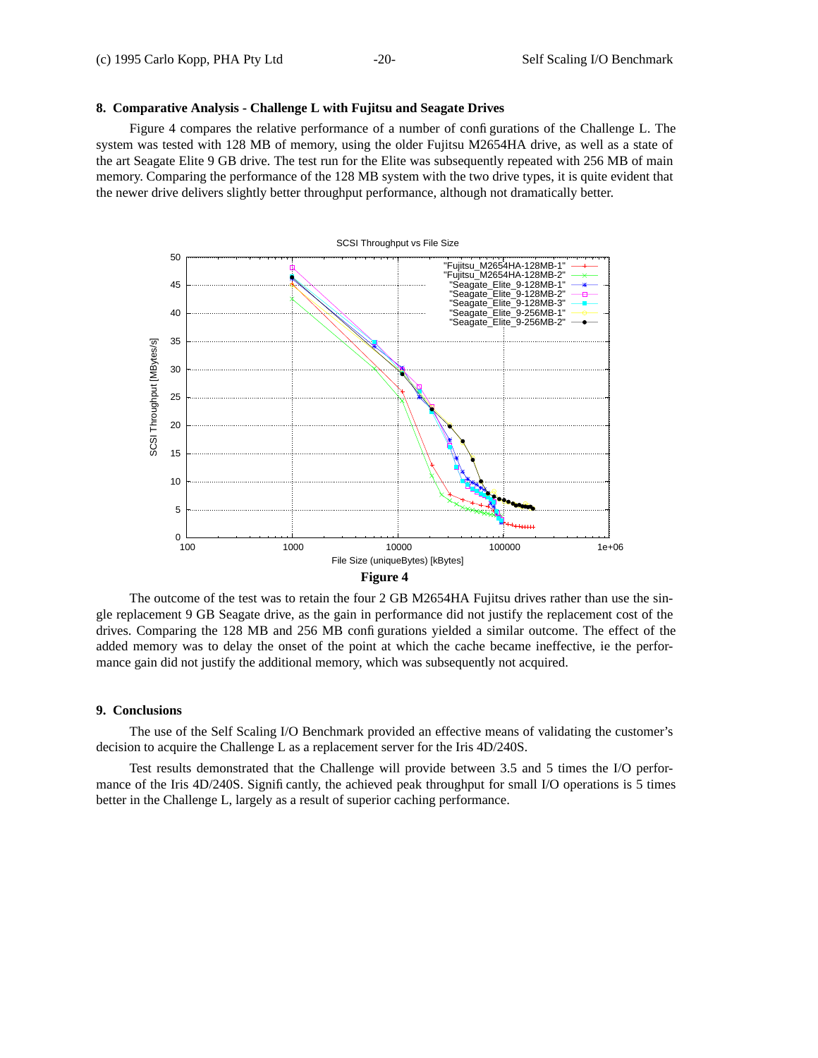## 8. Comparative Analysis - Challenge L with Fujitsu and Seagate Drives

Figure 4 compares the relative performance of a number of configurations of the Challenge L. The system was tested with 128 MB of memory, using the older Fujitsu M2654HA drive, as well as a state of the art Seagate Elite 9 GB drive. The test run for the Elite was subsequently repeated with 256 MB of main memory. Comparing the performance of the 128 MB system with the two drive types, it is quite evident that the newer drive delivers slightly better throughput performance, although not dramatically better.

SCSI Throughput vs File Size

SCSI Throughput [MBytes/s]

0
5
10
15
20
25
30
35
40
45
50

File Size (uniqueBytes) [kBytes]

100
1000
10000
100000
1e+06

"Fujitsu_M2654HA-128MB-1"
"Fujitsu_M2654HA-128MB-2"
"Seagate_Elite_9-128MB-1"
"Seagate_Elite_9-128MB-2"
"Seagate_Elite_9-128MB-3"
"Seagate_Elite_9-256MB-1"
"Seagate_Elite_9-256MB-2"

**Figure 4**

The outcome of the test was to retain the four 2 GB M2654HA Fujitsu drives rather than use the single replacement 9 GB Seagate drive, as the gain in performance did not justify the replacement cost of the drives. Comparing the 128 MB and 256 MB configurations yielded a similar outcome. The effect of the added memory was to delay the onset of the point at which the cache became ineffective, ie the performance gain did not justify the additional memory, which was subsequently not acquired.

## 9. Conclusions

The use of the Self Scaling I/O Benchmark provided an effective means of validating the customer's decision to acquire the Challenge L as a replacement server for the Iris 4D/240S.

Test results demonstrated that the Challenge will provide between 3.5 and 5 times the I/O performance of the Iris 4D/240S. Significantly, the achieved peak throughput for small I/O operations is 5 times better in the Challenge L, largely as a result of superior caching performance.